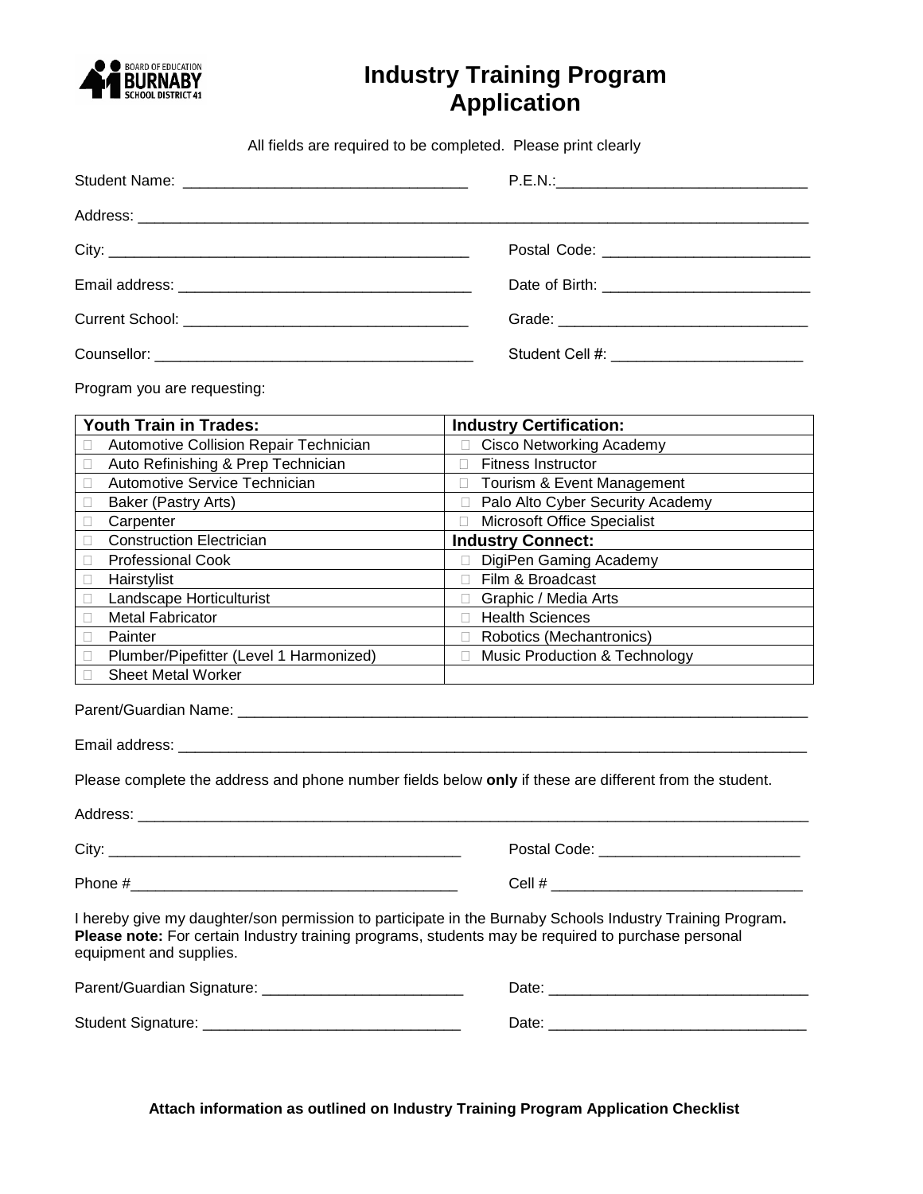BOARD OF EDUCATION BURNABY SCHOOL DISTRICT 41

# Industry Training Program Application

All fields are required to be completed. Please print clearly

Student Name: ________________________________ P.E.N.:____________________________

Address: ________________________________________________________________________________

City: ________________________________________ Postal Code: ________________________

Email address: _________________________________ Date of Birth: ________________________

Current School: _________________________________ Grade: ____________________________

Counsellor: ____________________________________ Student Cell #: ______________________

Program you are requesting:

| Youth Train in Trades: | Industry Certification: |
|---|---|
| ☐ Automotive Collision Repair Technician | ☐ Cisco Networking Academy |
| ☐ Auto Refinishing & Prep Technician | ☐ Fitness Instructor |
| ☐ Automotive Service Technician | ☐ Tourism & Event Management |
| ☐ Baker (Pastry Arts) | ☐ Palo Alto Cyber Security Academy |
| ☐ Carpenter | ☐ Microsoft Office Specialist |
| ☐ Construction Electrician | **Industry Connect:** |
| ☐ Professional Cook | ☐ DigiPen Gaming Academy |
| ☐ Hairstylist | ☐ Film & Broadcast |
| ☐ Landscape Horticulturist | ☐ Graphic / Media Arts |
| ☐ Metal Fabricator | ☐ Health Sciences |
| ☐ Painter | ☐ Robotics (Mechantronics) |
| ☐ Plumber/Pipefitter (Level 1 Harmonized) | ☐ Music Production & Technology |
| ☐ Sheet Metal Worker | |

Parent/Guardian Name: ____________________________________________________________________

Email address: __________________________________________________________________________

Please complete the address and phone number fields below **only** if these are different from the student.

Address: ________________________________________________________________________________

City: ________________________________________ Postal Code: ________________________

Phone #_______________________________________ Cell # ______________________________

I hereby give my daughter/son permission to participate in the Burnaby Schools Industry Training Program. **Please note:** For certain Industry training programs, students may be required to purchase personal equipment and supplies.

Parent/Guardian Signature: ________________________ Date: ______________________________

Student Signature: ______________________________ Date: ______________________________

**Attach information as outlined on Industry Training Program Application Checklist**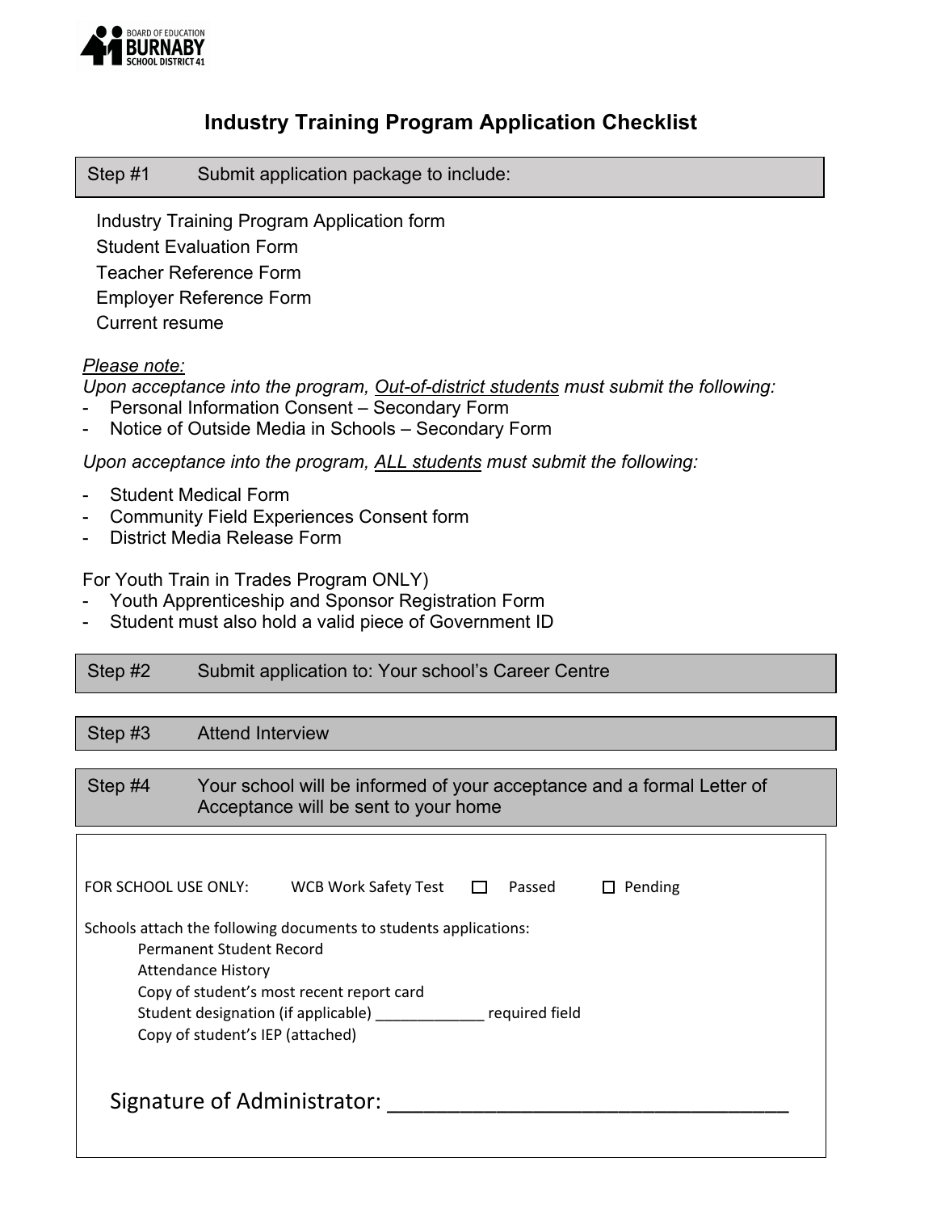BOARD OF EDUCATION
BURNABY
SCHOOL DISTRICT 41

# Industry Training Program Application Checklist

**Step #1** Submit application package to include:

- Industry Training Program Application form
- Student Evaluation Form
- Teacher Reference Form
- Employer Reference Form
- Current resume

*Please note:*
*Upon acceptance into the program, Out-of-district students must submit the following:*

- Personal Information Consent – Secondary Form
- Notice of Outside Media in Schools – Secondary Form

*Upon acceptance into the program, ALL students must submit the following:*

- Student Medical Form
- Community Field Experiences Consent form
- District Media Release Form

For Youth Train in Trades Program ONLY)

- Youth Apprenticeship and Sponsor Registration Form
- Student must also hold a valid piece of Government ID

**Step #2** Submit application to: Your school's Career Centre

**Step #3** Attend Interview

**Step #4** Your school will be informed of your acceptance and a formal Letter of Acceptance will be sent to your home

FOR SCHOOL USE ONLY: WCB Work Safety Test ☐ Passed ☐ Pending

Schools attach the following documents to students applications:

- Permanent Student Record
- Attendance History
- Copy of student's most recent report card
- Student designation (if applicable) _____________ required field
- Copy of student's IEP (attached)

Signature of Administrator: ___________________________________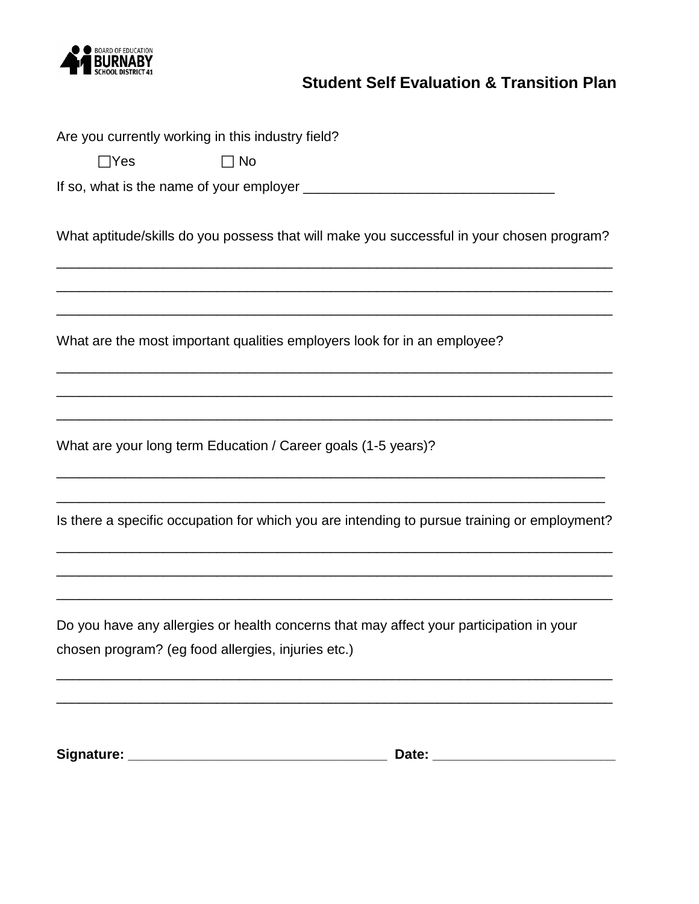BOARD OF EDUCATION
BURNABY
SCHOOL DISTRICT 41

## Student Self Evaluation & Transition Plan

Are you currently working in this industry field?

☐Yes ☐ No

If so, what is the name of your employer ________________________________

What aptitude/skills do you possess that will make you successful in your chosen program?

___________________________________________________________________________

___________________________________________________________________________

___________________________________________________________________________

What are the most important qualities employers look for in an employee?

___________________________________________________________________________

___________________________________________________________________________

___________________________________________________________________________

What are your long term Education / Career goals (1-5 years)?

___________________________________________________________________________

___________________________________________________________________________

Is there a specific occupation for which you are intending to pursue training or employment?

___________________________________________________________________________

___________________________________________________________________________

___________________________________________________________________________

Do you have any allergies or health concerns that may affect your participation in your chosen program? (eg food allergies, injuries etc.)

___________________________________________________________________________

___________________________________________________________________________

**Signature: ________________________________ Date: _______________________**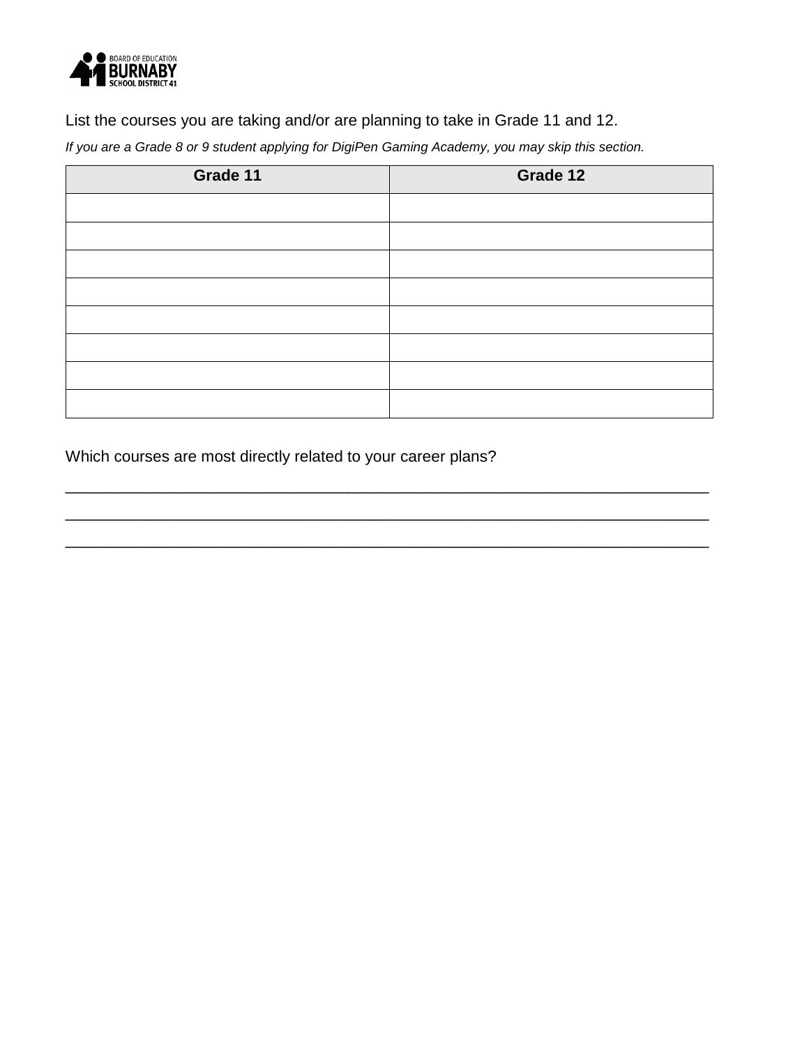List the courses you are taking and/or are planning to take in Grade 11 and 12.

*If you are a Grade 8 or 9 student applying for DigiPen Gaming Academy, you may skip this section.*

| Grade 11 | Grade 12 |
|---|---|
| | |
| | |
| | |
| | |
| | |
| | |
| | |
| | |

Which courses are most directly related to your career plans?

___________________________________________________________________________

___________________________________________________________________________

___________________________________________________________________________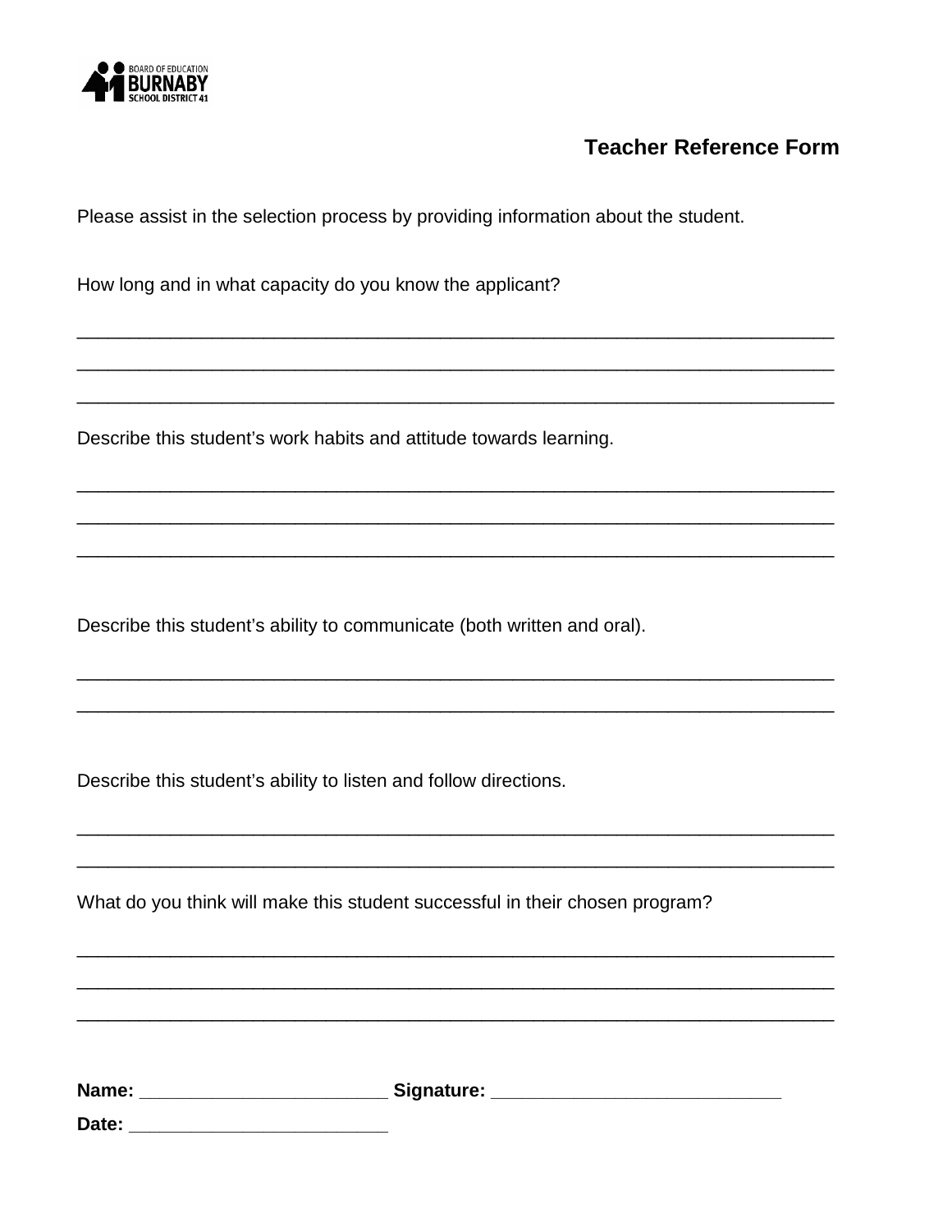BOARD OF EDUCATION
**BURNABY**
SCHOOL DISTRICT 41

## Teacher Reference Form

Please assist in the selection process by providing information about the student.

How long and in what capacity do you know the applicant?

_____________________________________________________________________________

_____________________________________________________________________________

_____________________________________________________________________________

Describe this student's work habits and attitude towards learning.

_____________________________________________________________________________

_____________________________________________________________________________

_____________________________________________________________________________

Describe this student's ability to communicate (both written and oral).

_____________________________________________________________________________

_____________________________________________________________________________

Describe this student's ability to listen and follow directions.

_____________________________________________________________________________

_____________________________________________________________________________

What do you think will make this student successful in their chosen program?

_____________________________________________________________________________

_____________________________________________________________________________

_____________________________________________________________________________

**Name: _______________________ Signature: ___________________________**

**Date: ________________________**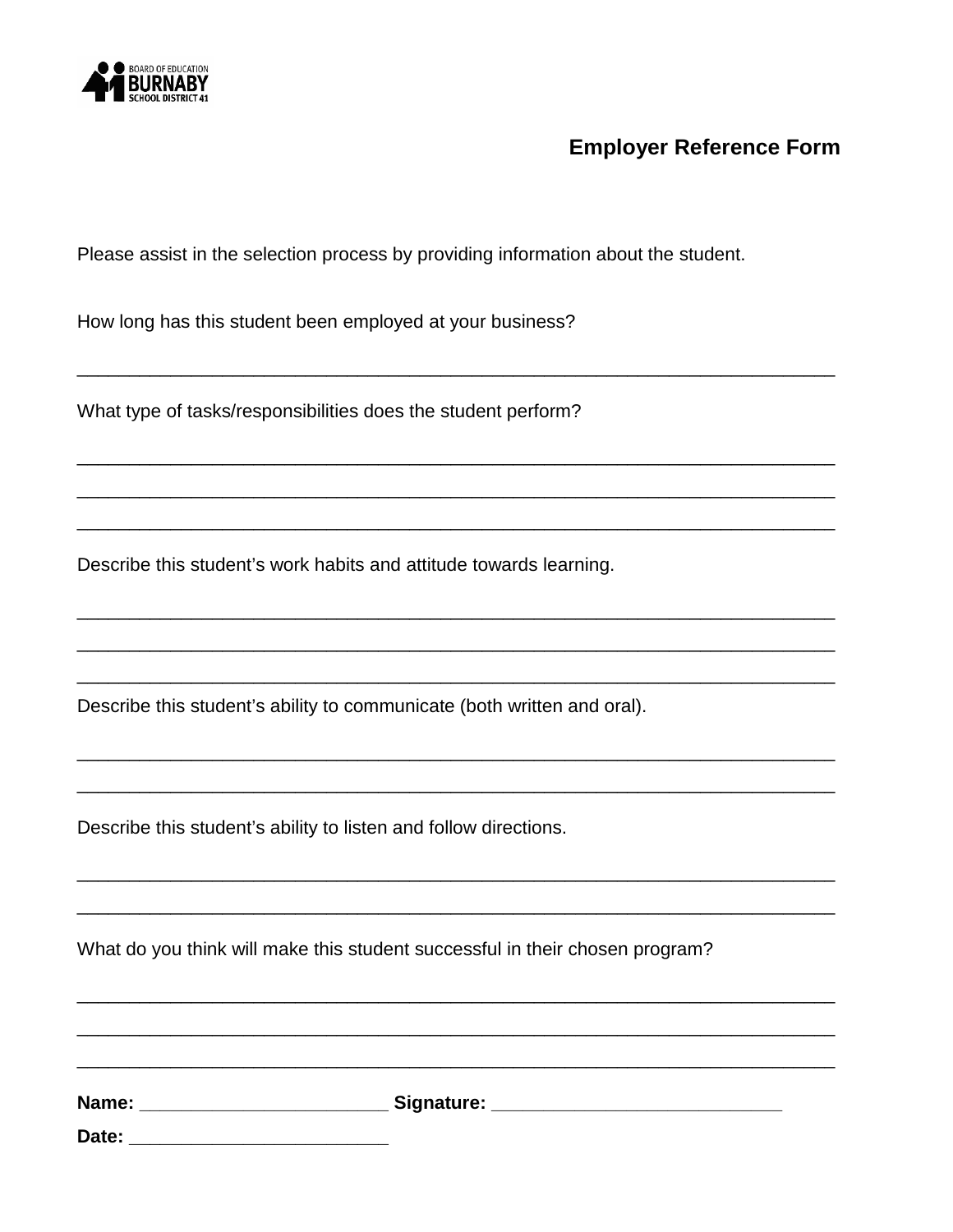BOARD OF EDUCATION
BURNABY
SCHOOL DISTRICT 41

## Employer Reference Form

Please assist in the selection process by providing information about the student.

How long has this student been employed at your business?

___________________________________________________________________________

What type of tasks/responsibilities does the student perform?

___________________________________________________________________________
___________________________________________________________________________
___________________________________________________________________________

Describe this student's work habits and attitude towards learning.

___________________________________________________________________________
___________________________________________________________________________
___________________________________________________________________________

Describe this student's ability to communicate (both written and oral).

___________________________________________________________________________
___________________________________________________________________________

Describe this student's ability to listen and follow directions.

___________________________________________________________________________
___________________________________________________________________________

What do you think will make this student successful in their chosen program?

___________________________________________________________________________
___________________________________________________________________________
___________________________________________________________________________

**Name:** ________________________ **Signature:** ____________________________

**Date:** _________________________